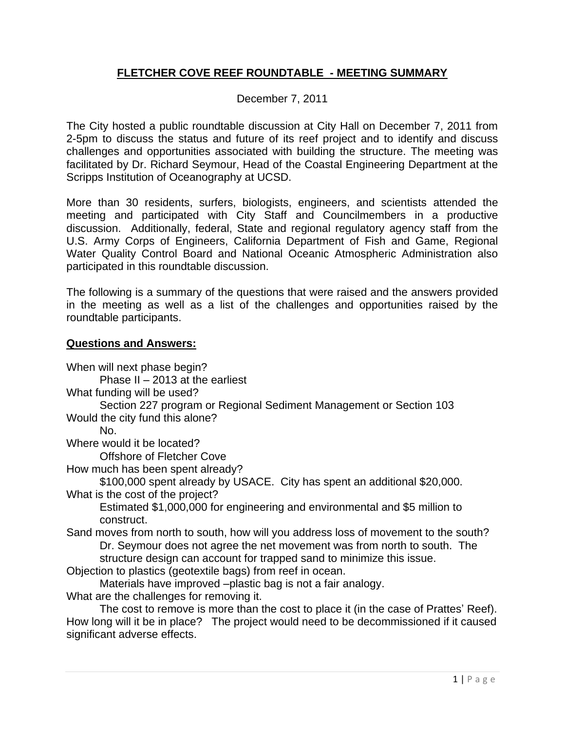# FLETCHER COVE REEF ROUNDTABLE - MEETING SUMMARY

December 7, 2011

The City hosted a public roundtable discussion at City Hall on December 7, 2011 from 2-5pm to discuss the status and future of its reef project and to identify and discuss challenges and opportunities associated with building the structure. The meeting was facilitated by Dr. Richard Seymour, Head of the Coastal Engineering Department at the Scripps Institution of Oceanography at UCSD.

More than 30 residents, surfers, biologists, engineers, and scientists attended the meeting and participated with City Staff and Councilmembers in a productive discussion. Additionally, federal, State and regional regulatory agency staff from the U.S. Army Corps of Engineers, California Department of Fish and Game, Regional Water Quality Control Board and National Oceanic Atmospheric Administration also participated in this roundtable discussion.

The following is a summary of the questions that were raised and the answers provided in the meeting as well as a list of the challenges and opportunities raised by the roundtable participants.

## Questions and Answers:

When will next phase begin?
  Phase II – 2013 at the earliest

What funding will be used?
  Section 227 program or Regional Sediment Management or Section 103

Would the city fund this alone?
  No.

Where would it be located?
  Offshore of Fletcher Cove

How much has been spent already?
  $100,000 spent already by USACE. City has spent an additional $20,000.

What is the cost of the project?
  Estimated $1,000,000 for engineering and environmental and $5 million to construct.

Sand moves from north to south, how will you address loss of movement to the south?
  Dr. Seymour does not agree the net movement was from north to south. The structure design can account for trapped sand to minimize this issue.

Objection to plastics (geotextile bags) from reef in ocean.
  Materials have improved –plastic bag is not a fair analogy.

What are the challenges for removing it.
  The cost to remove is more than the cost to place it (in the case of Prattes' Reef).

How long will it be in place? The project would need to be decommissioned if it caused significant adverse effects.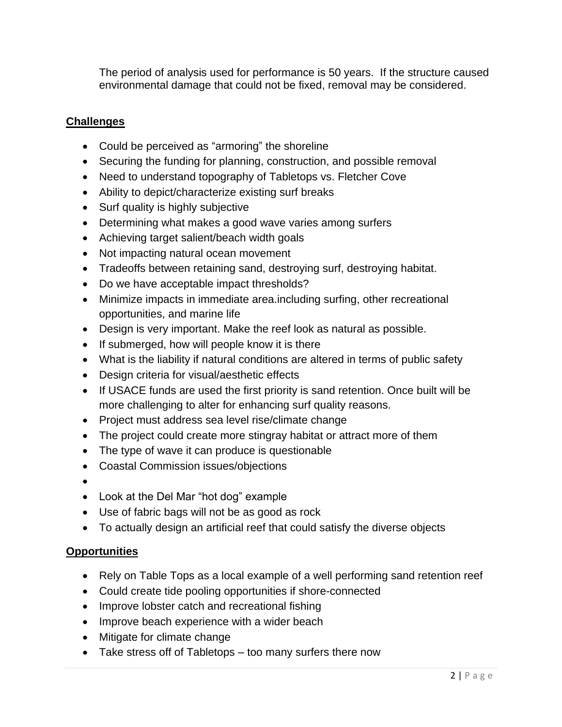The period of analysis used for performance is 50 years. If the structure caused environmental damage that could not be fixed, removal may be considered.

## Challenges

- Could be perceived as “armoring” the shoreline
- Securing the funding for planning, construction, and possible removal
- Need to understand topography of Tabletops vs. Fletcher Cove
- Ability to depict/characterize existing surf breaks
- Surf quality is highly subjective
- Determining what makes a good wave varies among surfers
- Achieving target salient/beach width goals
- Not impacting natural ocean movement
- Tradeoffs between retaining sand, destroying surf, destroying habitat.
- Do we have acceptable impact thresholds?
- Minimize impacts in immediate area.including surfing, other recreational opportunities, and marine life
- Design is very important. Make the reef look as natural as possible.
- If submerged, how will people know it is there
- What is the liability if natural conditions are altered in terms of public safety
- Design criteria for visual/aesthetic effects
- If USACE funds are used the first priority is sand retention. Once built will be more challenging to alter for enhancing surf quality reasons.
- Project must address sea level rise/climate change
- The project could create more stingray habitat or attract more of them
- The type of wave it can produce is questionable
- Coastal Commission issues/objections
- 
- Look at the Del Mar “hot dog” example
- Use of fabric bags will not be as good as rock
- To actually design an artificial reef that could satisfy the diverse objects

## Opportunities

- Rely on Table Tops as a local example of a well performing sand retention reef
- Could create tide pooling opportunities if shore-connected
- Improve lobster catch and recreational fishing
- Improve beach experience with a wider beach
- Mitigate for climate change
- Take stress off of Tabletops – too many surfers there now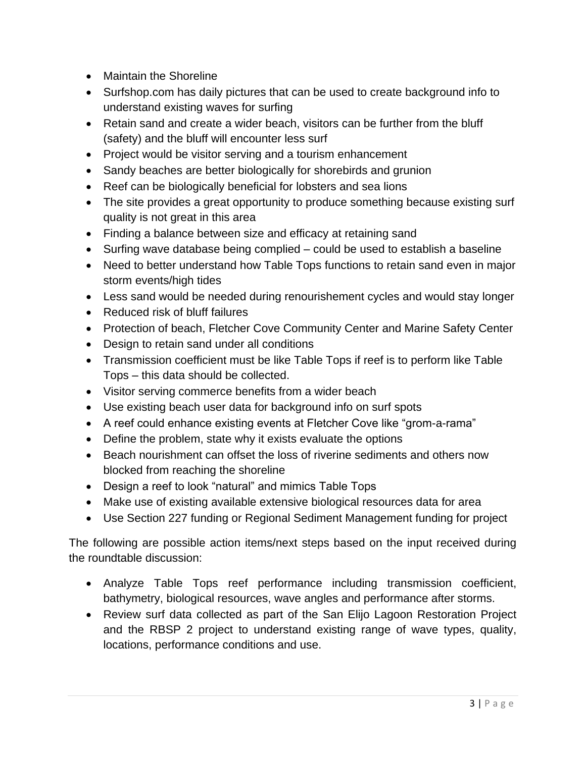- Maintain the Shoreline
- Surfshop.com has daily pictures that can be used to create background info to understand existing waves for surfing
- Retain sand and create a wider beach, visitors can be further from the bluff (safety) and the bluff will encounter less surf
- Project would be visitor serving and a tourism enhancement
- Sandy beaches are better biologically for shorebirds and grunion
- Reef can be biologically beneficial for lobsters and sea lions
- The site provides a great opportunity to produce something because existing surf quality is not great in this area
- Finding a balance between size and efficacy at retaining sand
- Surfing wave database being complied – could be used to establish a baseline
- Need to better understand how Table Tops functions to retain sand even in major storm events/high tides
- Less sand would be needed during renourishement cycles and would stay longer
- Reduced risk of bluff failures
- Protection of beach, Fletcher Cove Community Center and Marine Safety Center
- Design to retain sand under all conditions
- Transmission coefficient must be like Table Tops if reef is to perform like Table Tops – this data should be collected.
- Visitor serving commerce benefits from a wider beach
- Use existing beach user data for background info on surf spots
- A reef could enhance existing events at Fletcher Cove like "grom-a-rama"
- Define the problem, state why it exists evaluate the options
- Beach nourishment can offset the loss of riverine sediments and others now blocked from reaching the shoreline
- Design a reef to look "natural" and mimics Table Tops
- Make use of existing available extensive biological resources data for area
- Use Section 227 funding or Regional Sediment Management funding for project

The following are possible action items/next steps based on the input received during the roundtable discussion:

- Analyze Table Tops reef performance including transmission coefficient, bathymetry, biological resources, wave angles and performance after storms.
- Review surf data collected as part of the San Elijo Lagoon Restoration Project and the RBSP 2 project to understand existing range of wave types, quality, locations, performance conditions and use.